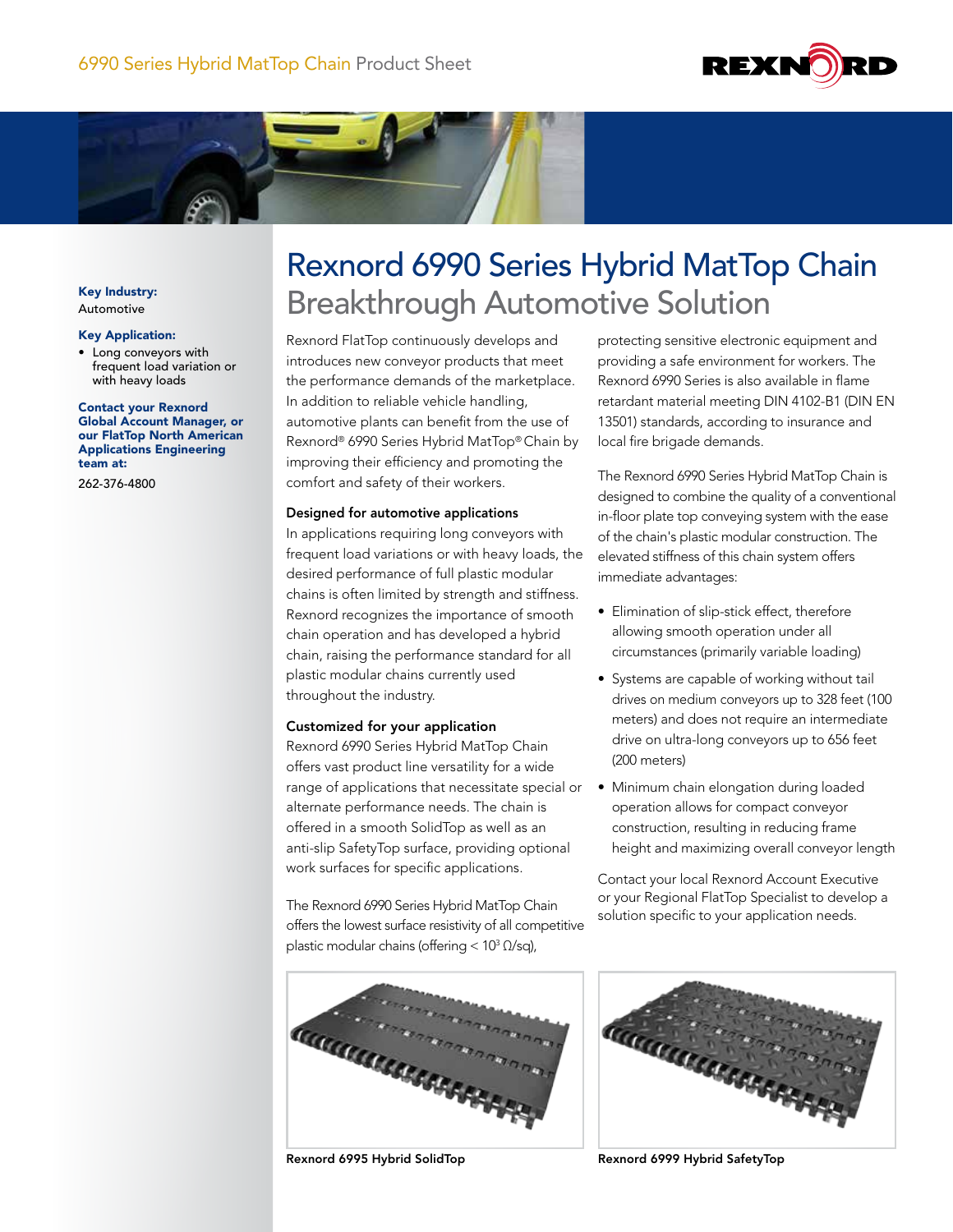6990 Series Hybrid MatTop Chain Product Sheet

REXNORD

**Key Industry:**
Automotive

**Key Application:**

- Long conveyors with frequent load variation or with heavy loads

**Contact your Rexnord Global Account Manager, or our FlatTop North American Applications Engineering team at:**

262-376-4800

# Rexnord 6990 Series Hybrid MatTop Chain

## Breakthrough Automotive Solution

Rexnord FlatTop continuously develops and introduces new conveyor products that meet the performance demands of the marketplace. In addition to reliable vehicle handling, automotive plants can benefit from the use of Rexnord® 6990 Series Hybrid MatTop® Chain by improving their efficiency and promoting the comfort and safety of their workers.

**Designed for automotive applications**

In applications requiring long conveyors with frequent load variations or with heavy loads, the desired performance of full plastic modular chains is often limited by strength and stiffness. Rexnord recognizes the importance of smooth chain operation and has developed a hybrid chain, raising the performance standard for all plastic modular chains currently used throughout the industry.

**Customized for your application**

Rexnord 6990 Series Hybrid MatTop Chain offers vast product line versatility for a wide range of applications that necessitate special or alternate performance needs. The chain is offered in a smooth SolidTop as well as an anti-slip SafetyTop surface, providing optional work surfaces for specific applications.

The Rexnord 6990 Series Hybrid MatTop Chain offers the lowest surface resistivity of all competitive plastic modular chains (offering < $10^3$ Ω/sq), protecting sensitive electronic equipment and providing a safe environment for workers. The Rexnord 6990 Series is also available in flame retardant material meeting DIN 4102-B1 (DIN EN 13501) standards, according to insurance and local fire brigade demands.

The Rexnord 6990 Series Hybrid MatTop Chain is designed to combine the quality of a conventional in-floor plate top conveying system with the ease of the chain's plastic modular construction. The elevated stiffness of this chain system offers immediate advantages:

- Elimination of slip-stick effect, therefore allowing smooth operation under all circumstances (primarily variable loading)
- Systems are capable of working without tail drives on medium conveyors up to 328 feet (100 meters) and does not require an intermediate drive on ultra-long conveyors up to 656 feet (200 meters)
- Minimum chain elongation during loaded operation allows for compact conveyor construction, resulting in reducing frame height and maximizing overall conveyor length

Contact your local Rexnord Account Executive or your Regional FlatTop Specialist to develop a solution specific to your application needs.

**Rexnord 6995 Hybrid SolidTop**

**Rexnord 6999 Hybrid SafetyTop**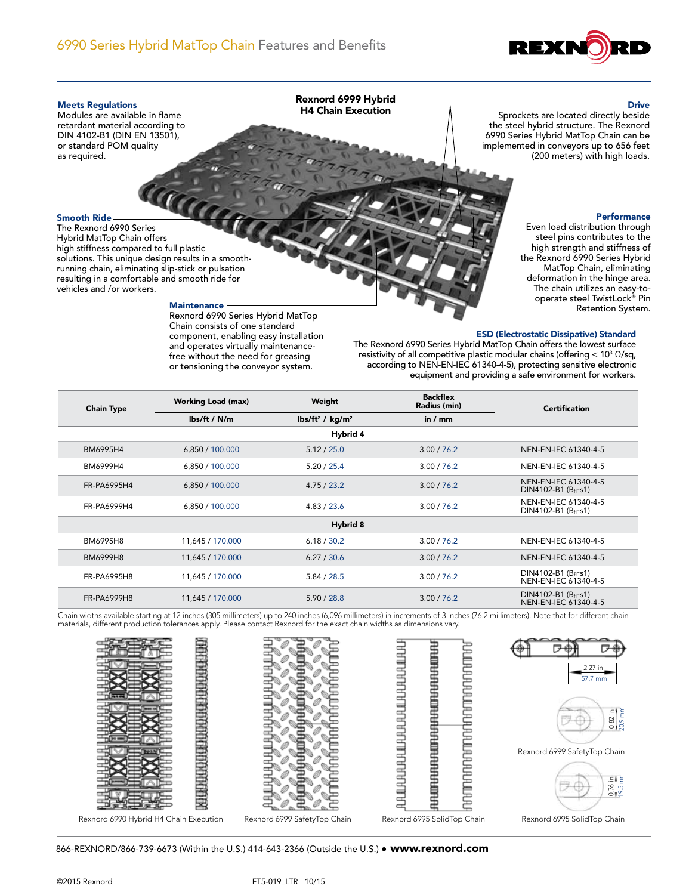# 6990 Series Hybrid MatTop Chain Features and Benefits

**Rexnord 6999 Hybrid H4 Chain Execution**

**Meets Regulations**
Modules are available in flame retardant material according to DIN 4102-B1 (DIN EN 13501), or standard POM quality as required.

**Drive**
Sprockets are located directly beside the steel hybrid structure. The Rexnord 6990 Series Hybrid MatTop Chain can be implemented in conveyors up to 656 feet (200 meters) with high loads.

**Smooth Ride**
The Rexnord 6990 Series Hybrid MatTop Chain offers high stiffness compared to full plastic solutions. This unique design results in a smooth-running chain, eliminating slip-stick or pulsation resulting in a comfortable and smooth ride for vehicles and /or workers.

**Performance**
Even load distribution through steel pins contributes to the high strength and stiffness of the Rexnord 6990 Series Hybrid MatTop Chain, eliminating deformation in the hinge area. The chain utilizes an easy-to-operate steel TwistLock® Pin Retention System.

**Maintenance**
Rexnord 6990 Series Hybrid MatTop Chain consists of one standard component, enabling easy installation and operates virtually maintenance-free without the need for greasing or tensioning the conveyor system.

**ESD (Electrostatic Dissipative) Standard**
The Rexnord 6990 Series Hybrid MatTop Chain offers the lowest surface resistivity of all competitive plastic modular chains (offering < $10^3$ Ω/sq, according to NEN-EN-IEC 61340-4-5), protecting sensitive electronic equipment and providing a safe environment for workers.

| Chain Type | Working Load (max) | Weight | Backflex Radius (min) | Certification |
|---|---|---|---|---|
| | lbs/ft / N/m | lbs/ft² / kg/m² | in / mm | |
| | | **Hybrid 4** | | |
| BM6995H4 | 6,850 / 100.000 | 5.12 / 25.0 | 3.00 / 76.2 | NEN-EN-IEC 61340-4-5 |
| BM6999H4 | 6,850 / 100.000 | 5.20 / 25.4 | 3.00 / 76.2 | NEN-EN-IEC 61340-4-5 |
| FR-PA6995H4 | 6,850 / 100.000 | 4.75 / 23.2 | 3.00 / 76.2 | NEN-EN-IEC 61340-4-5<br>DIN4102-B1 ($B_{fl}$-s1) |
| FR-PA6999H4 | 6,850 / 100.000 | 4.83 / 23.6 | 3.00 / 76.2 | NEN-EN-IEC 61340-4-5<br>DIN4102-B1 ($B_{fl}$-s1) |
| | | **Hybrid 8** | | |
| BM6995H8 | 11,645 / 170.000 | 6.18 / 30.2 | 3.00 / 76.2 | NEN-EN-IEC 61340-4-5 |
| BM6999H8 | 11,645 / 170.000 | 6.27 / 30.6 | 3.00 / 76.2 | NEN-EN-IEC 61340-4-5 |
| FR-PA6995H8 | 11,645 / 170.000 | 5.84 / 28.5 | 3.00 / 76.2 | DIN4102-B1 ($B_{fl}$-s1)<br>NEN-EN-IEC 61340-4-5 |
| FR-PA6999H8 | 11,645 / 170.000 | 5.90 / 28.8 | 3.00 / 76.2 | DIN4102-B1 ($B_{fl}$-s1)<br>NEN-EN-IEC 61340-4-5 |

Chain widths available starting at 12 inches (305 millimeters) up to 240 inches (6,096 millimeters) in increments of 3 inches (76.2 millimeters). Note that for different chain materials, different production tolerances apply. Please contact Rexnord for the exact chain widths as dimensions vary.

Rexnord 6990 Hybrid H4 Chain Execution

Rexnord 6999 SafetyTop Chain

Rexnord 6995 SolidTop Chain

2.27 in
57.7 mm

0.82 in
20.9 mm

Rexnord 6999 SafetyTop Chain

0.76 in
19.5 mm

Rexnord 6995 SolidTop Chain

866-REXNORD/866-739-6673 (Within the U.S.) 414-643-2366 (Outside the U.S.) • **www.rexnord.com**

©2015 Rexnord FT5-019_LTR 10/15